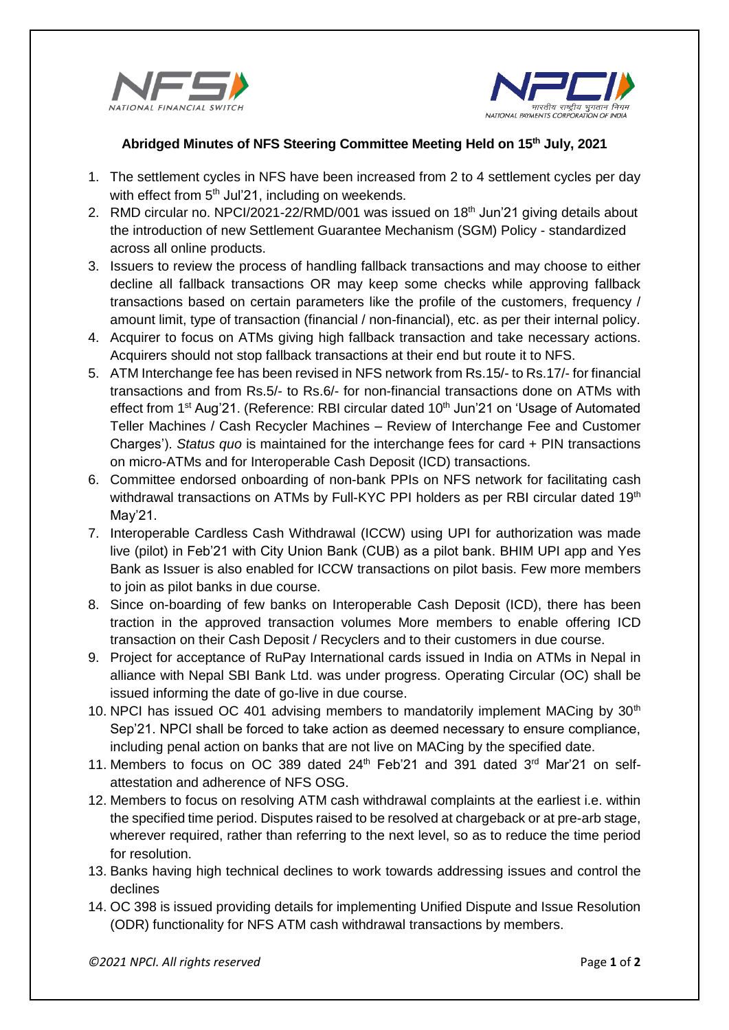**Abridged Minutes of NFS Steering Committee Meeting Held on 15th July, 2021**

1. The settlement cycles in NFS have been increased from 2 to 4 settlement cycles per day with effect from 5th Jul'21, including on weekends.
2. RMD circular no. NPCI/2021-22/RMD/001 was issued on 18th Jun'21 giving details about the introduction of new Settlement Guarantee Mechanism (SGM) Policy - standardized across all online products.
3. Issuers to review the process of handling fallback transactions and may choose to either decline all fallback transactions OR may keep some checks while approving fallback transactions based on certain parameters like the profile of the customers, frequency / amount limit, type of transaction (financial / non-financial), etc. as per their internal policy.
4. Acquirer to focus on ATMs giving high fallback transaction and take necessary actions. Acquirers should not stop fallback transactions at their end but route it to NFS.
5. ATM Interchange fee has been revised in NFS network from Rs.15/- to Rs.17/- for financial transactions and from Rs.5/- to Rs.6/- for non-financial transactions done on ATMs with effect from 1st Aug'21. (Reference: RBI circular dated 10th Jun'21 on 'Usage of Automated Teller Machines / Cash Recycler Machines – Review of Interchange Fee and Customer Charges'). *Status quo* is maintained for the interchange fees for card + PIN transactions on micro-ATMs and for Interoperable Cash Deposit (ICD) transactions.
6. Committee endorsed onboarding of non-bank PPIs on NFS network for facilitating cash withdrawal transactions on ATMs by Full-KYC PPI holders as per RBI circular dated 19th May'21.
7. Interoperable Cardless Cash Withdrawal (ICCW) using UPI for authorization was made live (pilot) in Feb'21 with City Union Bank (CUB) as a pilot bank. BHIM UPI app and Yes Bank as Issuer is also enabled for ICCW transactions on pilot basis. Few more members to join as pilot banks in due course.
8. Since on-boarding of few banks on Interoperable Cash Deposit (ICD), there has been traction in the approved transaction volumes More members to enable offering ICD transaction on their Cash Deposit / Recyclers and to their customers in due course.
9. Project for acceptance of RuPay International cards issued in India on ATMs in Nepal in alliance with Nepal SBI Bank Ltd. was under progress. Operating Circular (OC) shall be issued informing the date of go-live in due course.
10. NPCI has issued OC 401 advising members to mandatorily implement MACing by 30th Sep'21. NPCI shall be forced to take action as deemed necessary to ensure compliance, including penal action on banks that are not live on MACing by the specified date.
11. Members to focus on OC 389 dated 24th Feb'21 and 391 dated 3rd Mar'21 on self-attestation and adherence of NFS OSG.
12. Members to focus on resolving ATM cash withdrawal complaints at the earliest i.e. within the specified time period. Disputes raised to be resolved at chargeback or at pre-arb stage, wherever required, rather than referring to the next level, so as to reduce the time period for resolution.
13. Banks having high technical declines to work towards addressing issues and control the declines
14. OC 398 is issued providing details for implementing Unified Dispute and Issue Resolution (ODR) functionality for NFS ATM cash withdrawal transactions by members.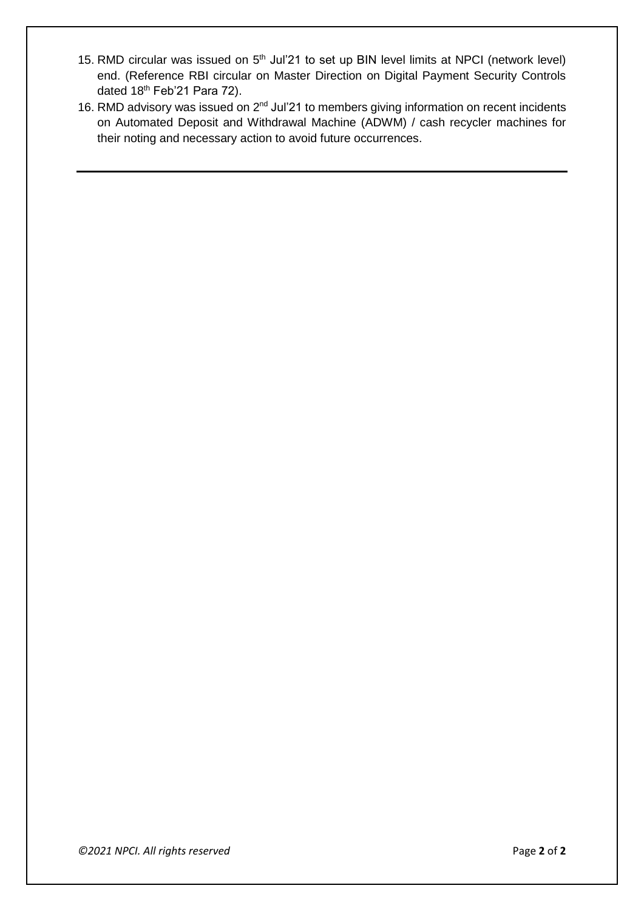15. RMD circular was issued on 5th Jul'21 to set up BIN level limits at NPCI (network level) end. (Reference RBI circular on Master Direction on Digital Payment Security Controls dated 18th Feb'21 Para 72).
16. RMD advisory was issued on 2nd Jul'21 to members giving information on recent incidents on Automated Deposit and Withdrawal Machine (ADWM) / cash recycler machines for their noting and necessary action to avoid future occurrences.

---

*©2021 NPCI. All rights reserved*